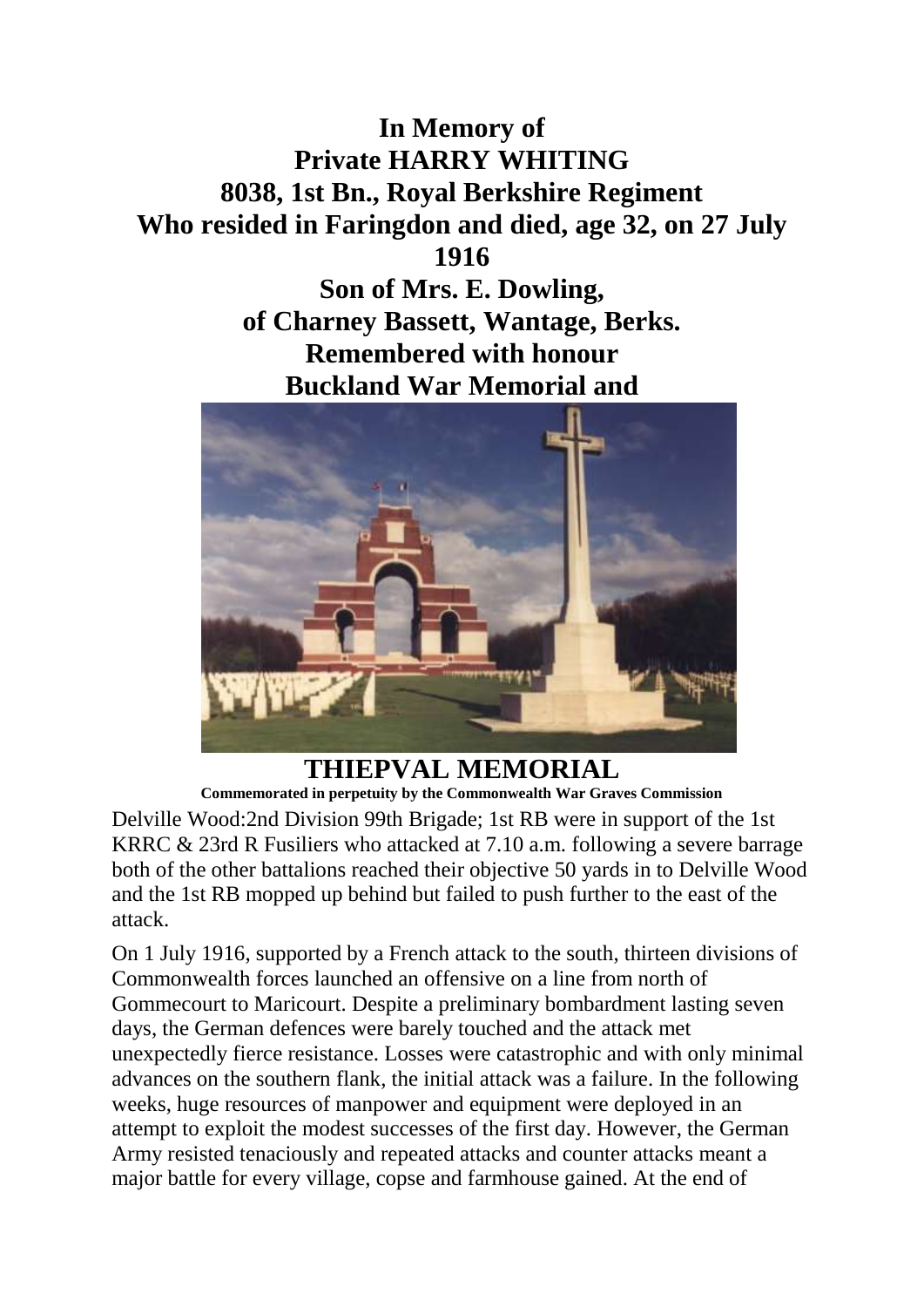**In Memory of**
**Private HARRY WHITING**
**8038, 1st Bn., Royal Berkshire Regiment**
**Who resided in Faringdon and died, age 32, on 27 July 1916**
**Son of Mrs. E. Dowling,**
**of Charney Bassett, Wantage, Berks.**
**Remembered with honour**
**Buckland War Memorial and**

**THIEPVAL MEMORIAL**

**Commemorated in perpetuity by the Commonwealth War Graves Commission**

Delville Wood:2nd Division 99th Brigade; 1st RB were in support of the 1st KRRC & 23rd R Fusiliers who attacked at 7.10 a.m. following a severe barrage both of the other battalions reached their objective 50 yards in to Delville Wood and the 1st RB mopped up behind but failed to push further to the east of the attack.

On 1 July 1916, supported by a French attack to the south, thirteen divisions of Commonwealth forces launched an offensive on a line from north of Gommecourt to Maricourt. Despite a preliminary bombardment lasting seven days, the German defences were barely touched and the attack met unexpectedly fierce resistance. Losses were catastrophic and with only minimal advances on the southern flank, the initial attack was a failure. In the following weeks, huge resources of manpower and equipment were deployed in an attempt to exploit the modest successes of the first day. However, the German Army resisted tenaciously and repeated attacks and counter attacks meant a major battle for every village, copse and farmhouse gained. At the end of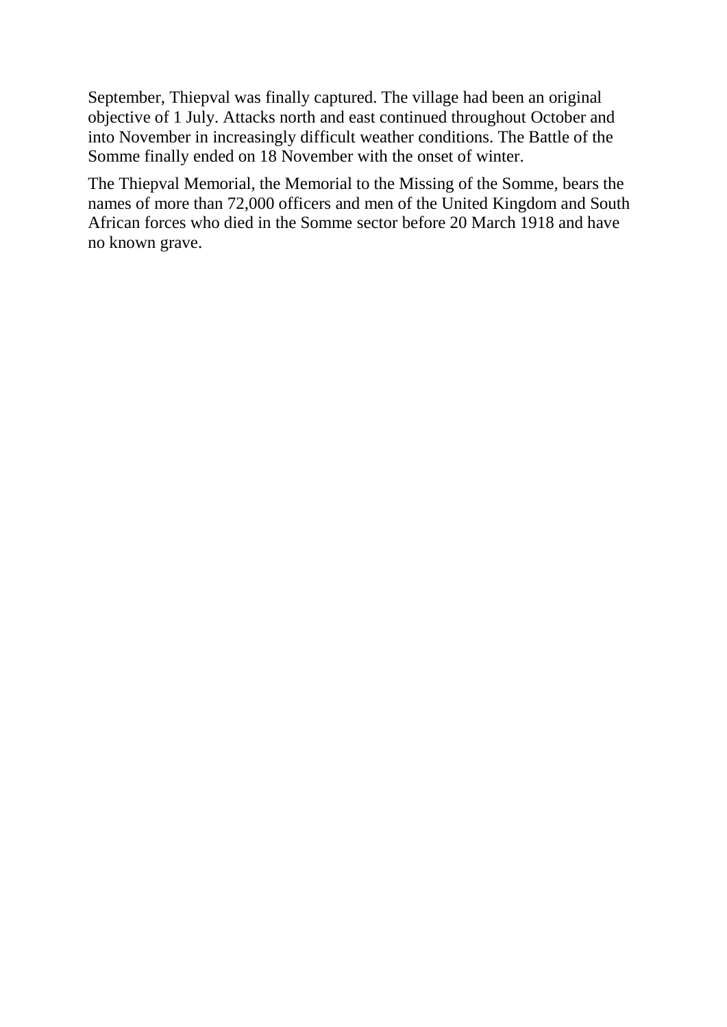September, Thiepval was finally captured. The village had been an original objective of 1 July. Attacks north and east continued throughout October and into November in increasingly difficult weather conditions. The Battle of the Somme finally ended on 18 November with the onset of winter.

The Thiepval Memorial, the Memorial to the Missing of the Somme, bears the names of more than 72,000 officers and men of the United Kingdom and South African forces who died in the Somme sector before 20 March 1918 and have no known grave.